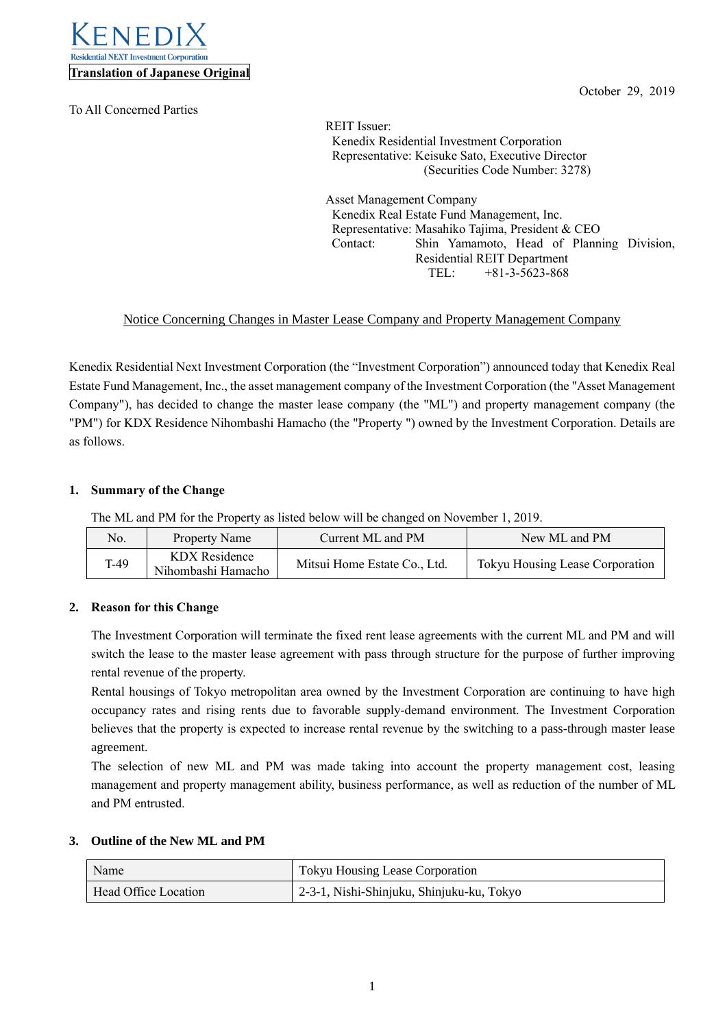KENEDIX

Residential NEXT Investment Corporation

**Translation of Japanese Original**

October 29, 2019

To All Concerned Parties

REIT Issuer:
Kenedix Residential Investment Corporation
Representative: Keisuke Sato, Executive Director
(Securities Code Number: 3278)

Asset Management Company
Kenedix Real Estate Fund Management, Inc.
Representative: Masahiko Tajima, President & CEO
Contact: Shin Yamamoto, Head of Planning Division, Residential REIT Department
TEL: +81-3-5623-868

## Notice Concerning Changes in Master Lease Company and Property Management Company

Kenedix Residential Next Investment Corporation (the "Investment Corporation") announced today that Kenedix Real Estate Fund Management, Inc., the asset management company of the Investment Corporation (the "Asset Management Company"), has decided to change the master lease company (the "ML") and property management company (the "PM") for KDX Residence Nihombashi Hamacho (the "Property ") owned by the Investment Corporation. Details are as follows.

### 1. Summary of the Change

The ML and PM for the Property as listed below will be changed on November 1, 2019.

| No. | Property Name | Current ML and PM | New ML and PM |
|---|---|---|---|
| T-49 | KDX Residence Nihombashi Hamacho | Mitsui Home Estate Co., Ltd. | Tokyu Housing Lease Corporation |

### 2. Reason for this Change

The Investment Corporation will terminate the fixed rent lease agreements with the current ML and PM and will switch the lease to the master lease agreement with pass through structure for the purpose of further improving rental revenue of the property.

Rental housings of Tokyo metropolitan area owned by the Investment Corporation are continuing to have high occupancy rates and rising rents due to favorable supply-demand environment. The Investment Corporation believes that the property is expected to increase rental revenue by the switching to a pass-through master lease agreement.

The selection of new ML and PM was made taking into account the property management cost, leasing management and property management ability, business performance, as well as reduction of the number of ML and PM entrusted.

### 3. Outline of the New ML and PM

| Name | Tokyu Housing Lease Corporation |
|---|---|
| Head Office Location | 2-3-1, Nishi-Shinjuku, Shinjuku-ku, Tokyo |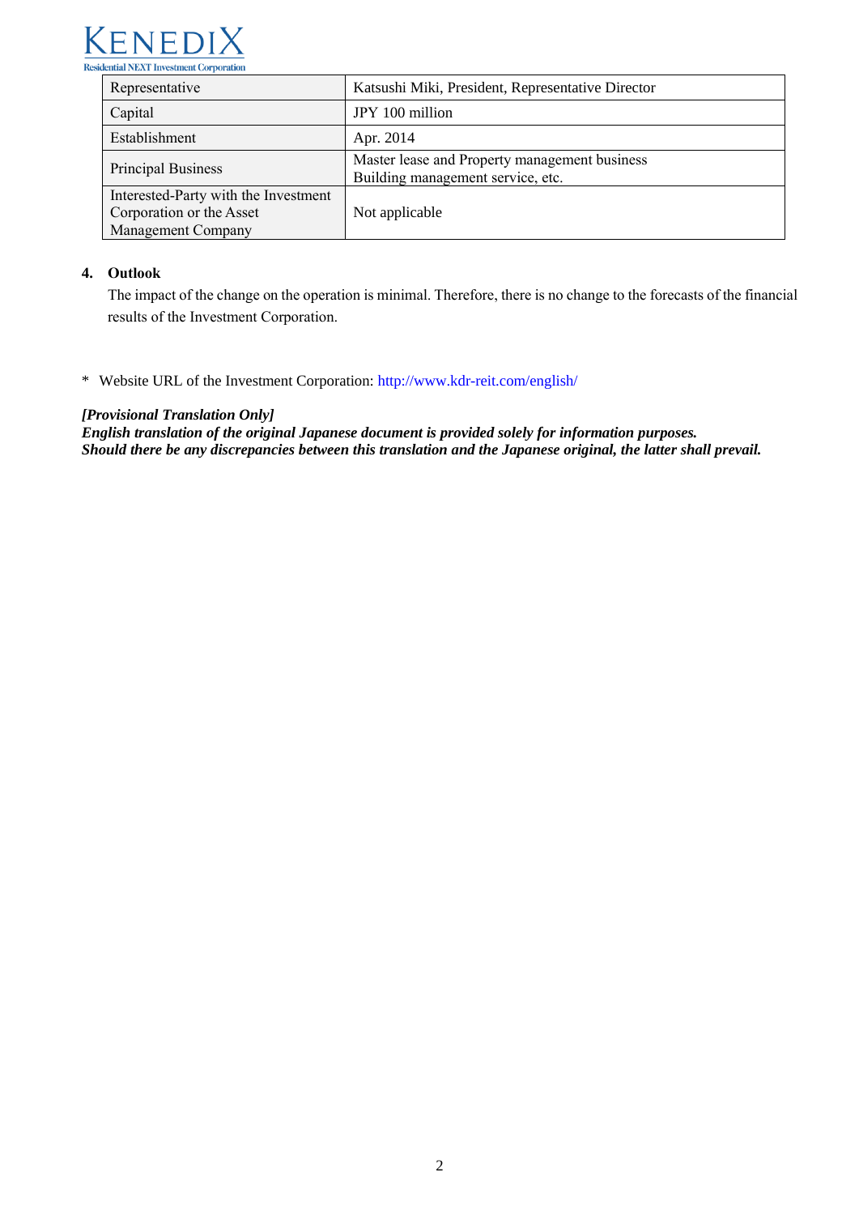| | |
|---|---|
| Representative | Katsushi Miki, President, Representative Director |
| Capital | JPY 100 million |
| Establishment | Apr. 2014 |
| Principal Business | Master lease and Property management business<br>Building management service, etc. |
| Interested-Party with the Investment Corporation or the Asset Management Company | Not applicable |

**4. Outlook**

The impact of the change on the operation is minimal. Therefore, there is no change to the forecasts of the financial results of the Investment Corporation.

\* Website URL of the Investment Corporation: http://www.kdr-reit.com/english/

***[Provisional Translation Only]***
***English translation of the original Japanese document is provided solely for information purposes.***
***Should there be any discrepancies between this translation and the Japanese original, the latter shall prevail.***